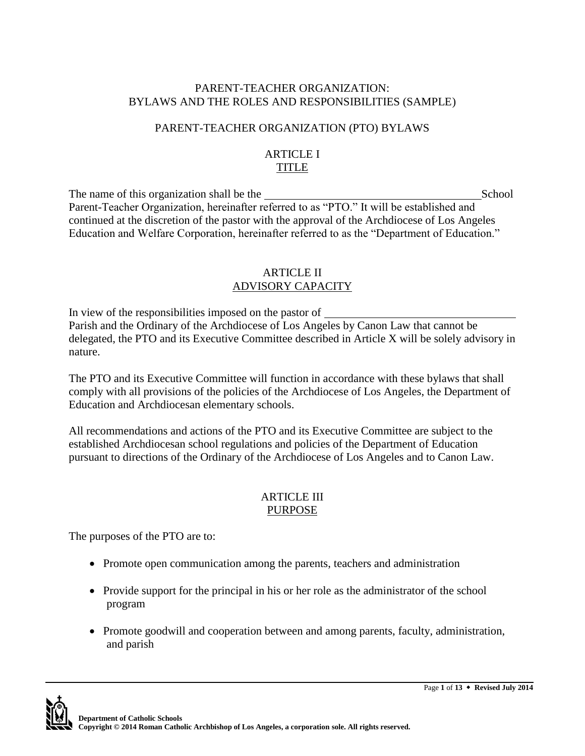# PARENT-TEACHER ORGANIZATION: BYLAWS AND THE ROLES AND RESPONSIBILITIES (SAMPLE)

## PARENT-TEACHER ORGANIZATION (PTO) BYLAWS

### ARTICLE I
### TITLE

The name of this organization shall be the ______________________________________ School Parent-Teacher Organization, hereinafter referred to as "PTO." It will be established and continued at the discretion of the pastor with the approval of the Archdiocese of Los Angeles Education and Welfare Corporation, hereinafter referred to as the "Department of Education."

### ARTICLE II
### ADVISORY CAPACITY

In view of the responsibilities imposed on the pastor of _________________________________ Parish and the Ordinary of the Archdiocese of Los Angeles by Canon Law that cannot be delegated, the PTO and its Executive Committee described in Article X will be solely advisory in nature.

The PTO and its Executive Committee will function in accordance with these bylaws that shall comply with all provisions of the policies of the Archdiocese of Los Angeles, the Department of Education and Archdiocesan elementary schools.

All recommendations and actions of the PTO and its Executive Committee are subject to the established Archdiocesan school regulations and policies of the Department of Education pursuant to directions of the Ordinary of the Archdiocese of Los Angeles and to Canon Law.

### ARTICLE III
### PURPOSE

The purposes of the PTO are to:

- Promote open communication among the parents, teachers and administration
- Provide support for the principal in his or her role as the administrator of the school program
- Promote goodwill and cooperation between and among parents, faculty, administration, and parish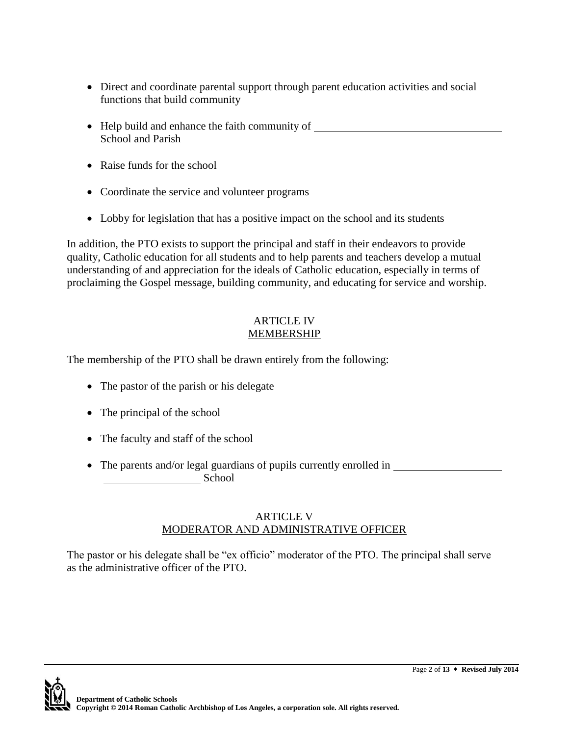- Direct and coordinate parental support through parent education activities and social functions that build community
- Help build and enhance the faith community of \_\_\_\_\_\_\_\_\_\_\_\_\_\_\_\_\_\_\_\_\_\_\_\_\_\_\_\_\_\_\_\_\_\_\_ School and Parish
- Raise funds for the school
- Coordinate the service and volunteer programs
- Lobby for legislation that has a positive impact on the school and its students

In addition, the PTO exists to support the principal and staff in their endeavors to provide quality, Catholic education for all students and to help parents and teachers develop a mutual understanding of and appreciation for the ideals of Catholic education, especially in terms of proclaiming the Gospel message, building community, and educating for service and worship.

## ARTICLE IV
## MEMBERSHIP

The membership of the PTO shall be drawn entirely from the following:

- The pastor of the parish or his delegate
- The principal of the school
- The faculty and staff of the school
- The parents and/or legal guardians of pupils currently enrolled in \_\_\_\_\_\_\_\_\_\_\_\_\_\_\_\_\_\_\_\_\_\_\_\_\_\_\_\_\_\_\_\_\_\_\_ School

## ARTICLE V
## MODERATOR AND ADMINISTRATIVE OFFICER

The pastor or his delegate shall be "ex officio" moderator of the PTO. The principal shall serve as the administrative officer of the PTO.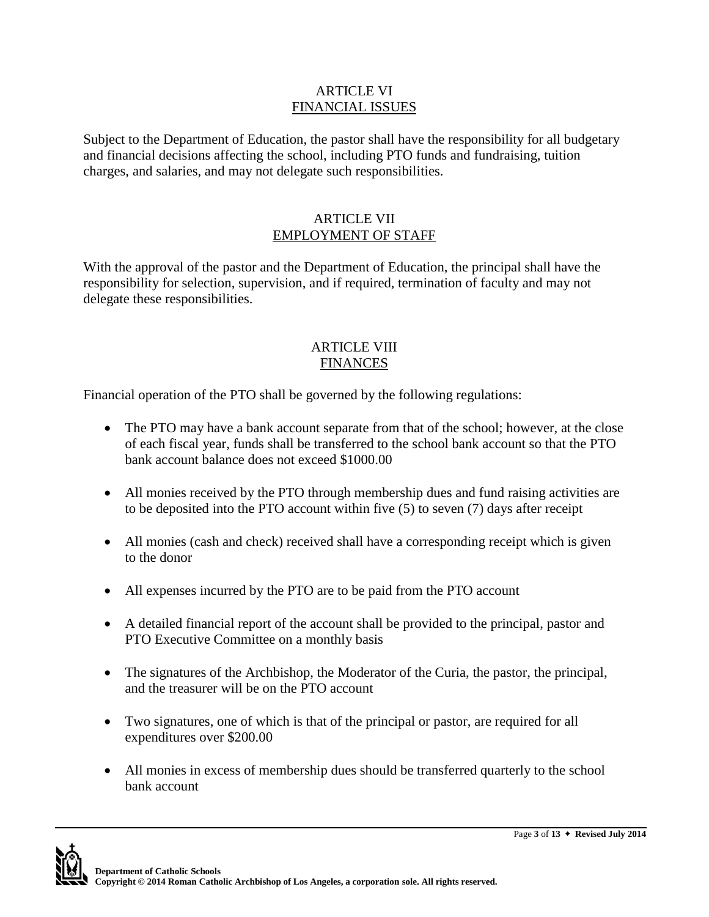## ARTICLE VI
## FINANCIAL ISSUES

Subject to the Department of Education, the pastor shall have the responsibility for all budgetary and financial decisions affecting the school, including PTO funds and fundraising, tuition charges, and salaries, and may not delegate such responsibilities.

## ARTICLE VII
## EMPLOYMENT OF STAFF

With the approval of the pastor and the Department of Education, the principal shall have the responsibility for selection, supervision, and if required, termination of faculty and may not delegate these responsibilities.

## ARTICLE VIII
## FINANCES

Financial operation of the PTO shall be governed by the following regulations:

- The PTO may have a bank account separate from that of the school; however, at the close of each fiscal year, funds shall be transferred to the school bank account so that the PTO bank account balance does not exceed $1000.00
- All monies received by the PTO through membership dues and fund raising activities are to be deposited into the PTO account within five (5) to seven (7) days after receipt
- All monies (cash and check) received shall have a corresponding receipt which is given to the donor
- All expenses incurred by the PTO are to be paid from the PTO account
- A detailed financial report of the account shall be provided to the principal, pastor and PTO Executive Committee on a monthly basis
- The signatures of the Archbishop, the Moderator of the Curia, the pastor, the principal, and the treasurer will be on the PTO account
- Two signatures, one of which is that of the principal or pastor, are required for all expenditures over $200.00
- All monies in excess of membership dues should be transferred quarterly to the school bank account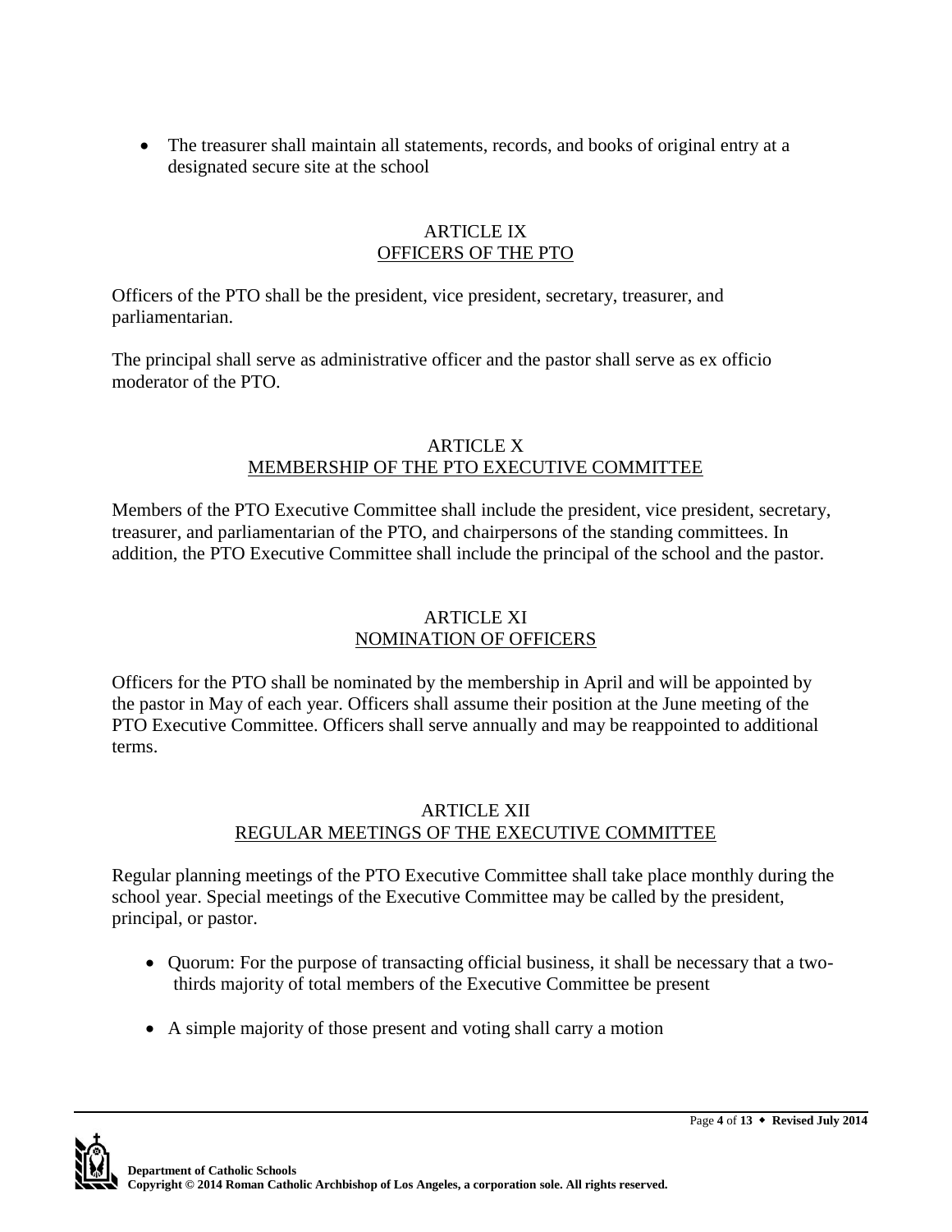- The treasurer shall maintain all statements, records, and books of original entry at a designated secure site at the school

## ARTICLE IX
## OFFICERS OF THE PTO

Officers of the PTO shall be the president, vice president, secretary, treasurer, and parliamentarian.

The principal shall serve as administrative officer and the pastor shall serve as ex officio moderator of the PTO.

## ARTICLE X
## MEMBERSHIP OF THE PTO EXECUTIVE COMMITTEE

Members of the PTO Executive Committee shall include the president, vice president, secretary, treasurer, and parliamentarian of the PTO, and chairpersons of the standing committees. In addition, the PTO Executive Committee shall include the principal of the school and the pastor.

## ARTICLE XI
## NOMINATION OF OFFICERS

Officers for the PTO shall be nominated by the membership in April and will be appointed by the pastor in May of each year. Officers shall assume their position at the June meeting of the PTO Executive Committee. Officers shall serve annually and may be reappointed to additional terms.

## ARTICLE XII
## REGULAR MEETINGS OF THE EXECUTIVE COMMITTEE

Regular planning meetings of the PTO Executive Committee shall take place monthly during the school year. Special meetings of the Executive Committee may be called by the president, principal, or pastor.

- Quorum: For the purpose of transacting official business, it shall be necessary that a two-thirds majority of total members of the Executive Committee be present

- A simple majority of those present and voting shall carry a motion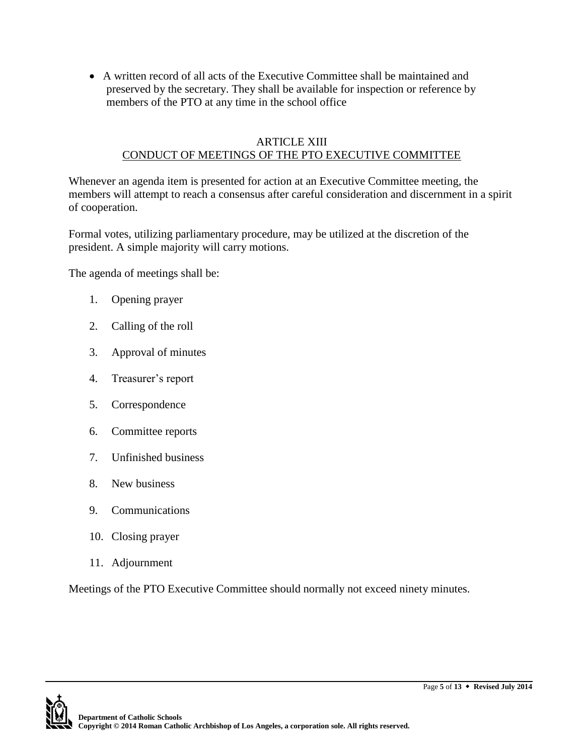- A written record of all acts of the Executive Committee shall be maintained and preserved by the secretary. They shall be available for inspection or reference by members of the PTO at any time in the school office

## ARTICLE XIII
## CONDUCT OF MEETINGS OF THE PTO EXECUTIVE COMMITTEE

Whenever an agenda item is presented for action at an Executive Committee meeting, the members will attempt to reach a consensus after careful consideration and discernment in a spirit of cooperation.

Formal votes, utilizing parliamentary procedure, may be utilized at the discretion of the president. A simple majority will carry motions.

The agenda of meetings shall be:

1. Opening prayer
2. Calling of the roll
3. Approval of minutes
4. Treasurer's report
5. Correspondence
6. Committee reports
7. Unfinished business
8. New business
9. Communications
10. Closing prayer
11. Adjournment

Meetings of the PTO Executive Committee should normally not exceed ninety minutes.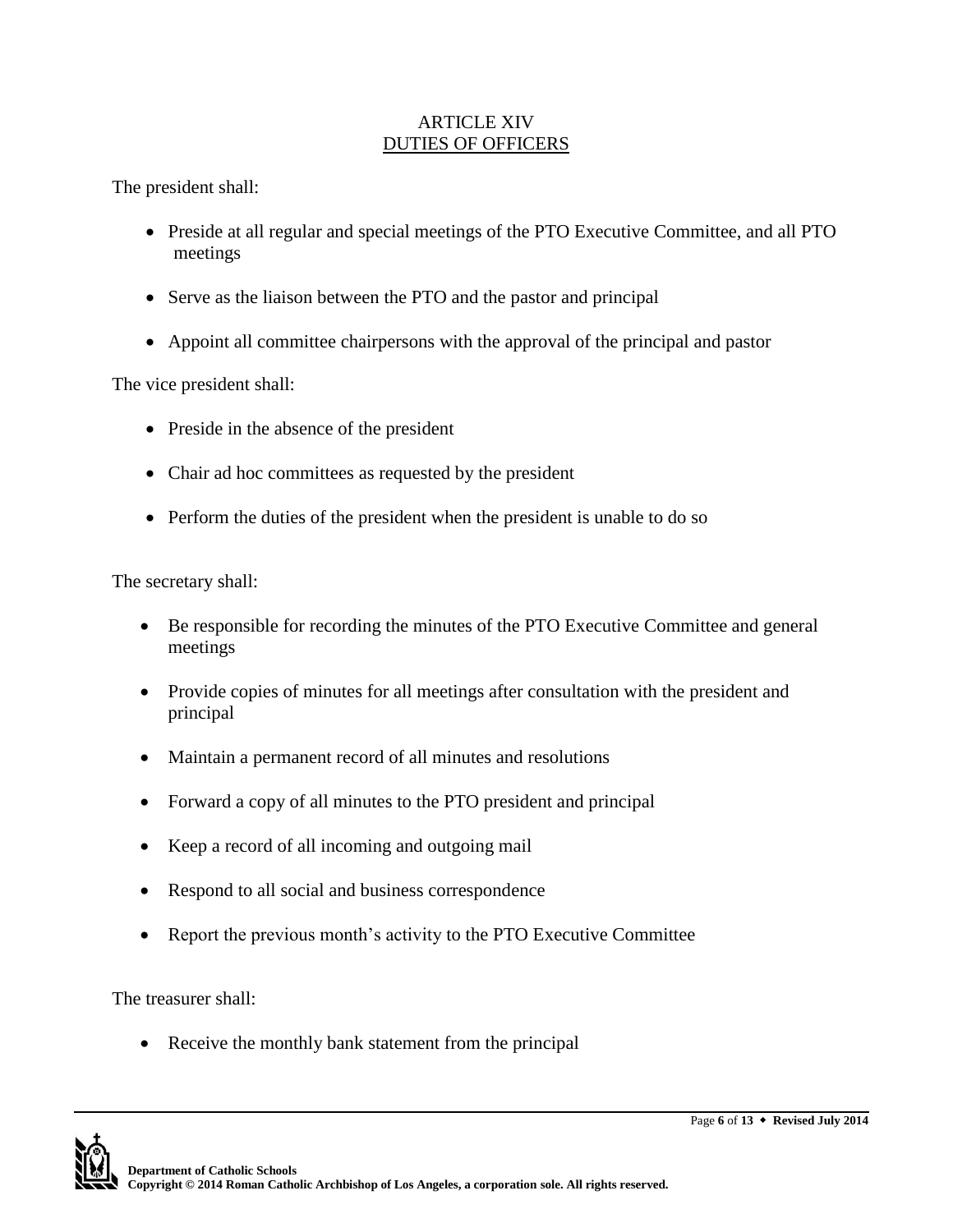## ARTICLE XIV
## DUTIES OF OFFICERS

The president shall:

- Preside at all regular and special meetings of the PTO Executive Committee, and all PTO meetings
- Serve as the liaison between the PTO and the pastor and principal
- Appoint all committee chairpersons with the approval of the principal and pastor

The vice president shall:

- Preside in the absence of the president
- Chair ad hoc committees as requested by the president
- Perform the duties of the president when the president is unable to do so

The secretary shall:

- Be responsible for recording the minutes of the PTO Executive Committee and general meetings
- Provide copies of minutes for all meetings after consultation with the president and principal
- Maintain a permanent record of all minutes and resolutions
- Forward a copy of all minutes to the PTO president and principal
- Keep a record of all incoming and outgoing mail
- Respond to all social and business correspondence
- Report the previous month's activity to the PTO Executive Committee

The treasurer shall:

- Receive the monthly bank statement from the principal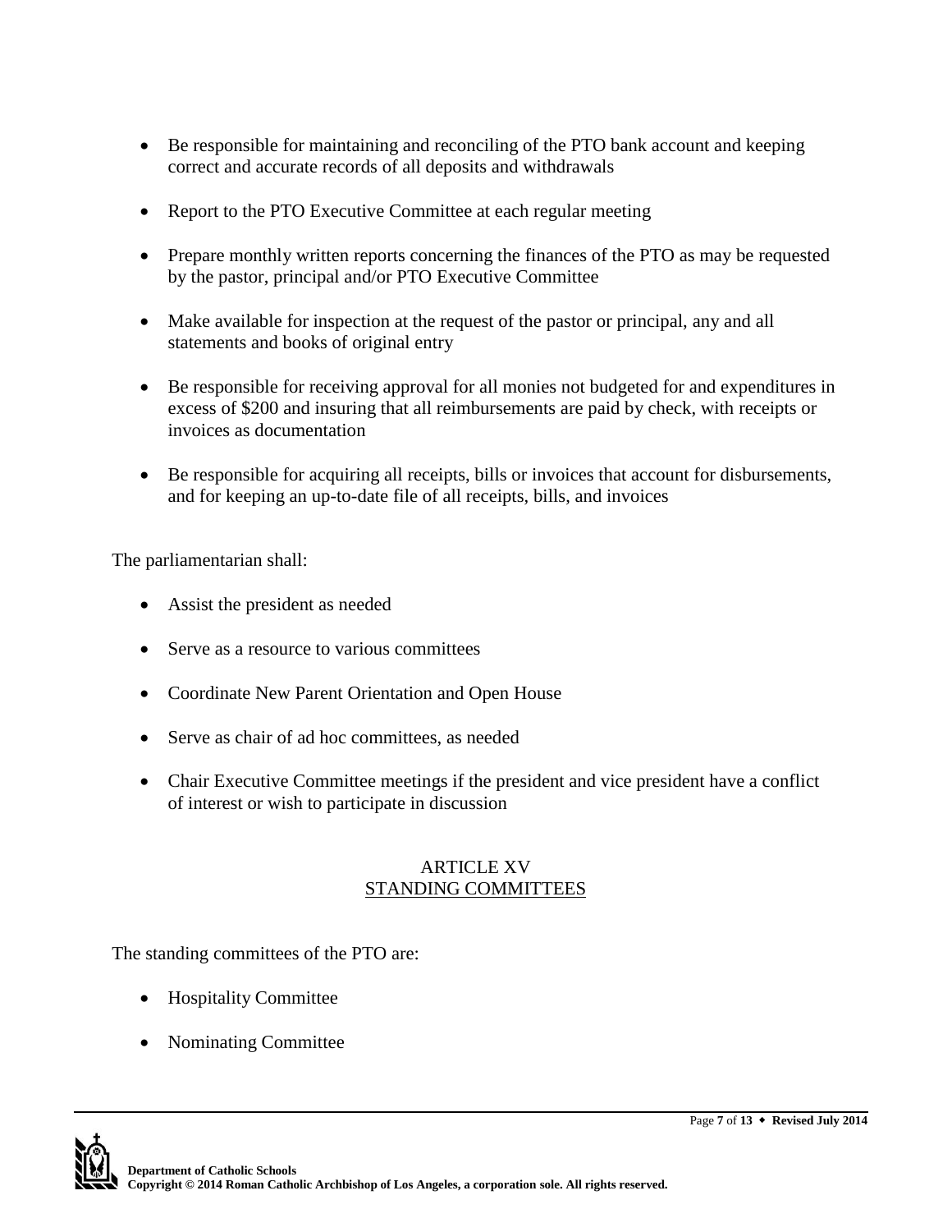- Be responsible for maintaining and reconciling of the PTO bank account and keeping correct and accurate records of all deposits and withdrawals
- Report to the PTO Executive Committee at each regular meeting
- Prepare monthly written reports concerning the finances of the PTO as may be requested by the pastor, principal and/or PTO Executive Committee
- Make available for inspection at the request of the pastor or principal, any and all statements and books of original entry
- Be responsible for receiving approval for all monies not budgeted for and expenditures in excess of $200 and insuring that all reimbursements are paid by check, with receipts or invoices as documentation
- Be responsible for acquiring all receipts, bills or invoices that account for disbursements, and for keeping an up-to-date file of all receipts, bills, and invoices

The parliamentarian shall:

- Assist the president as needed
- Serve as a resource to various committees
- Coordinate New Parent Orientation and Open House
- Serve as chair of ad hoc committees, as needed
- Chair Executive Committee meetings if the president and vice president have a conflict of interest or wish to participate in discussion

## ARTICLE XV
## STANDING COMMITTEES

The standing committees of the PTO are:

- Hospitality Committee
- Nominating Committee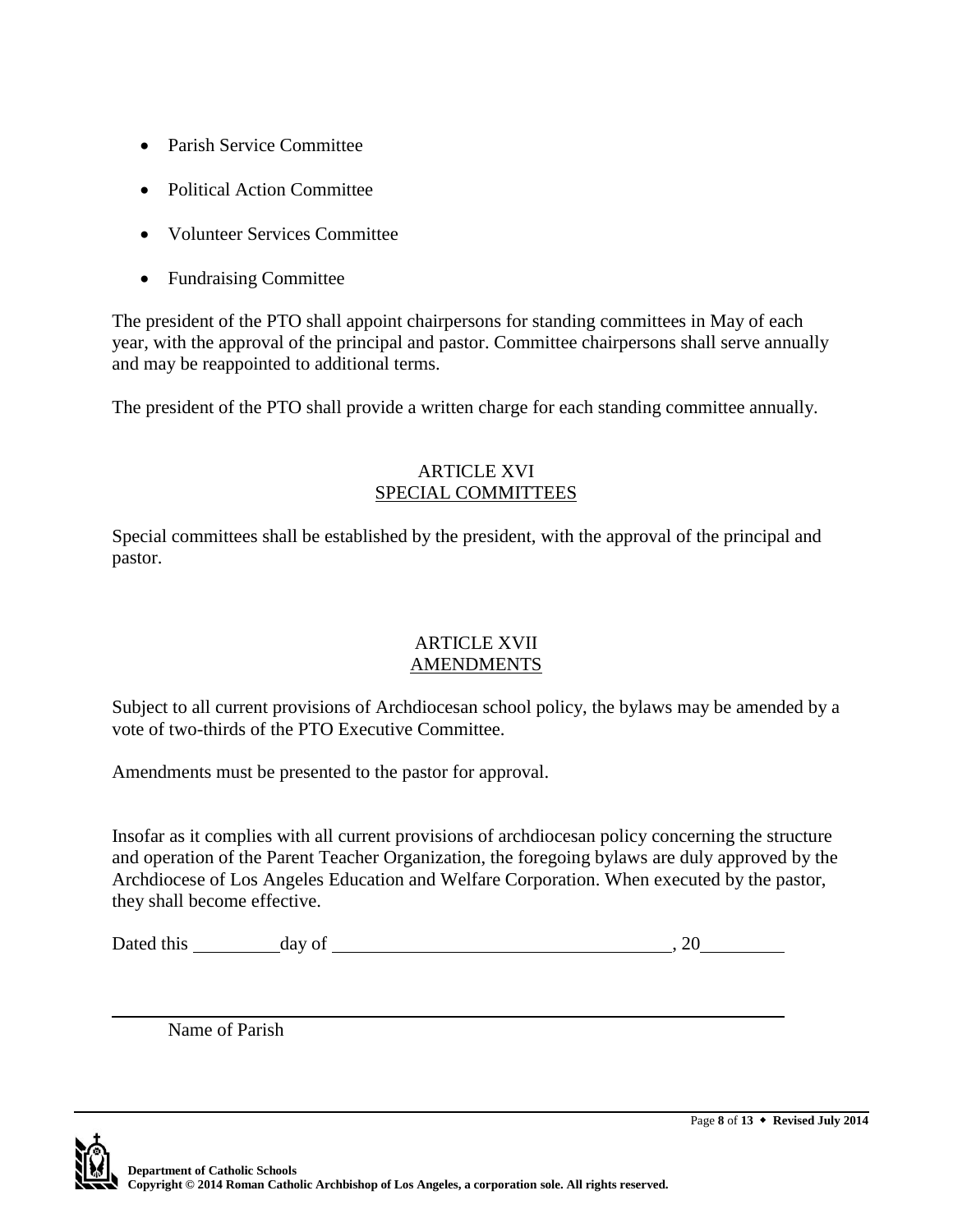- Parish Service Committee
- Political Action Committee
- Volunteer Services Committee
- Fundraising Committee

The president of the PTO shall appoint chairpersons for standing committees in May of each year, with the approval of the principal and pastor. Committee chairpersons shall serve annually and may be reappointed to additional terms.

The president of the PTO shall provide a written charge for each standing committee annually.

## ARTICLE XVI
## SPECIAL COMMITTEES

Special committees shall be established by the president, with the approval of the principal and pastor.

## ARTICLE XVII
## AMENDMENTS

Subject to all current provisions of Archdiocesan school policy, the bylaws may be amended by a vote of two-thirds of the PTO Executive Committee.

Amendments must be presented to the pastor for approval.

Insofar as it complies with all current provisions of archdiocesan policy concerning the structure and operation of the Parent Teacher Organization, the foregoing bylaws are duly approved by the Archdiocese of Los Angeles Education and Welfare Corporation. When executed by the pastor, they shall become effective.

Dated this ________ day of ________________________________, 20________

______________________________________________________________

Name of Parish

**Department of Catholic Schools**
**Copyright © 2014 Roman Catholic Archbishop of Los Angeles, a corporation sole. All rights reserved.**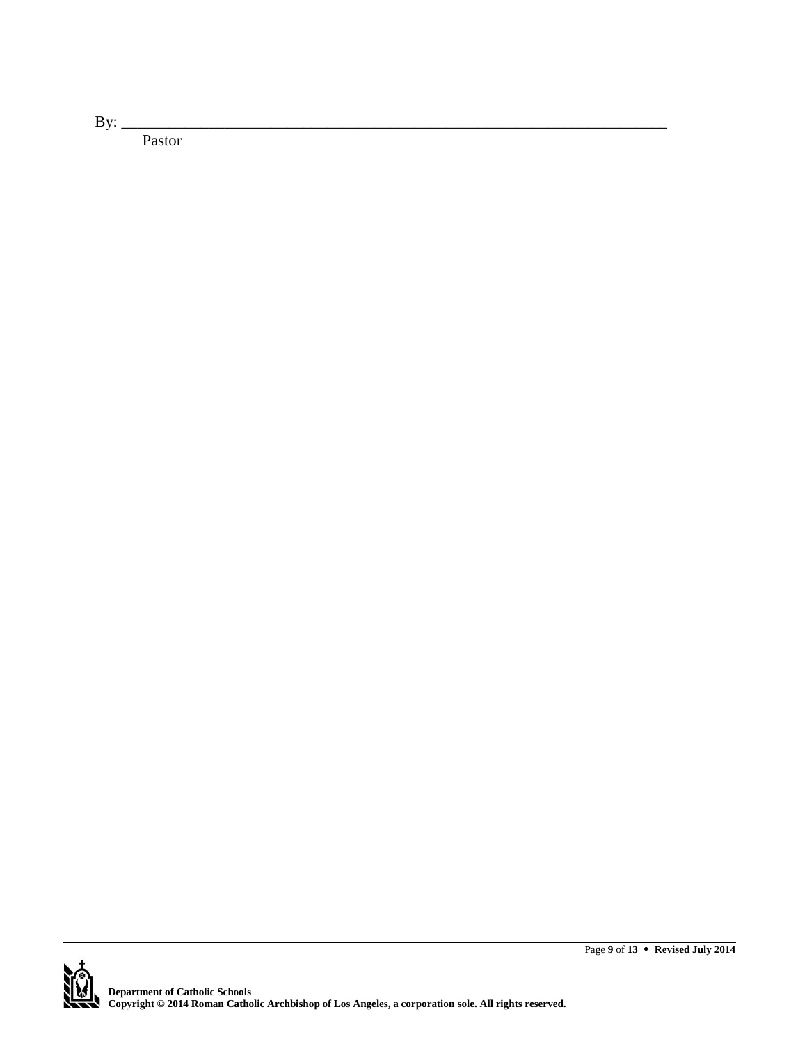By: ______________________________________________________________________

Pastor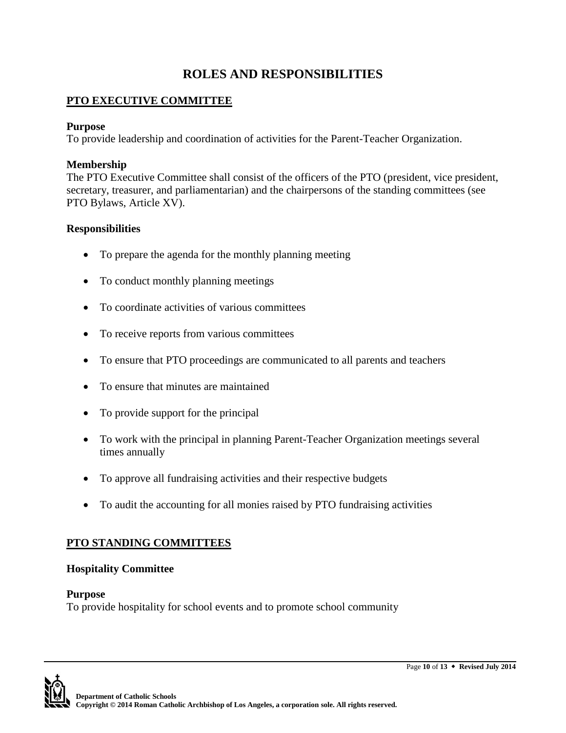# ROLES AND RESPONSIBILITIES

## PTO EXECUTIVE COMMITTEE

**Purpose**
To provide leadership and coordination of activities for the Parent-Teacher Organization.

**Membership**
The PTO Executive Committee shall consist of the officers of the PTO (president, vice president, secretary, treasurer, and parliamentarian) and the chairpersons of the standing committees (see PTO Bylaws, Article XV).

**Responsibilities**

- To prepare the agenda for the monthly planning meeting
- To conduct monthly planning meetings
- To coordinate activities of various committees
- To receive reports from various committees
- To ensure that PTO proceedings are communicated to all parents and teachers
- To ensure that minutes are maintained
- To provide support for the principal
- To work with the principal in planning Parent-Teacher Organization meetings several times annually
- To approve all fundraising activities and their respective budgets
- To audit the accounting for all monies raised by PTO fundraising activities

## PTO STANDING COMMITTEES

### Hospitality Committee

**Purpose**
To provide hospitality for school events and to promote school community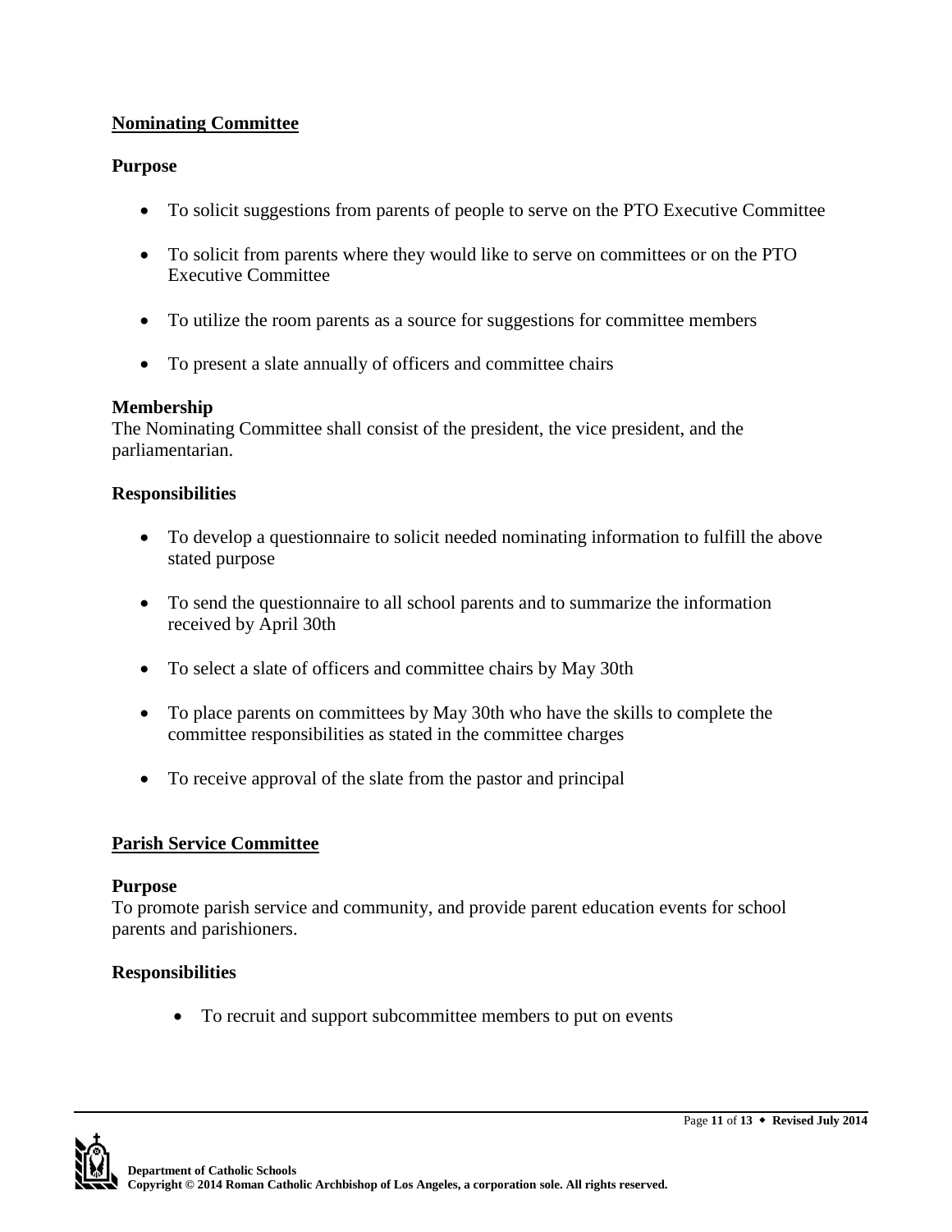## Nominating Committee

### Purpose

- To solicit suggestions from parents of people to serve on the PTO Executive Committee
- To solicit from parents where they would like to serve on committees or on the PTO Executive Committee
- To utilize the room parents as a source for suggestions for committee members
- To present a slate annually of officers and committee chairs

### Membership

The Nominating Committee shall consist of the president, the vice president, and the parliamentarian.

### Responsibilities

- To develop a questionnaire to solicit needed nominating information to fulfill the above stated purpose
- To send the questionnaire to all school parents and to summarize the information received by April 30th
- To select a slate of officers and committee chairs by May 30th
- To place parents on committees by May 30th who have the skills to complete the committee responsibilities as stated in the committee charges
- To receive approval of the slate from the pastor and principal

## Parish Service Committee

### Purpose

To promote parish service and community, and provide parent education events for school parents and parishioners.

### Responsibilities

- To recruit and support subcommittee members to put on events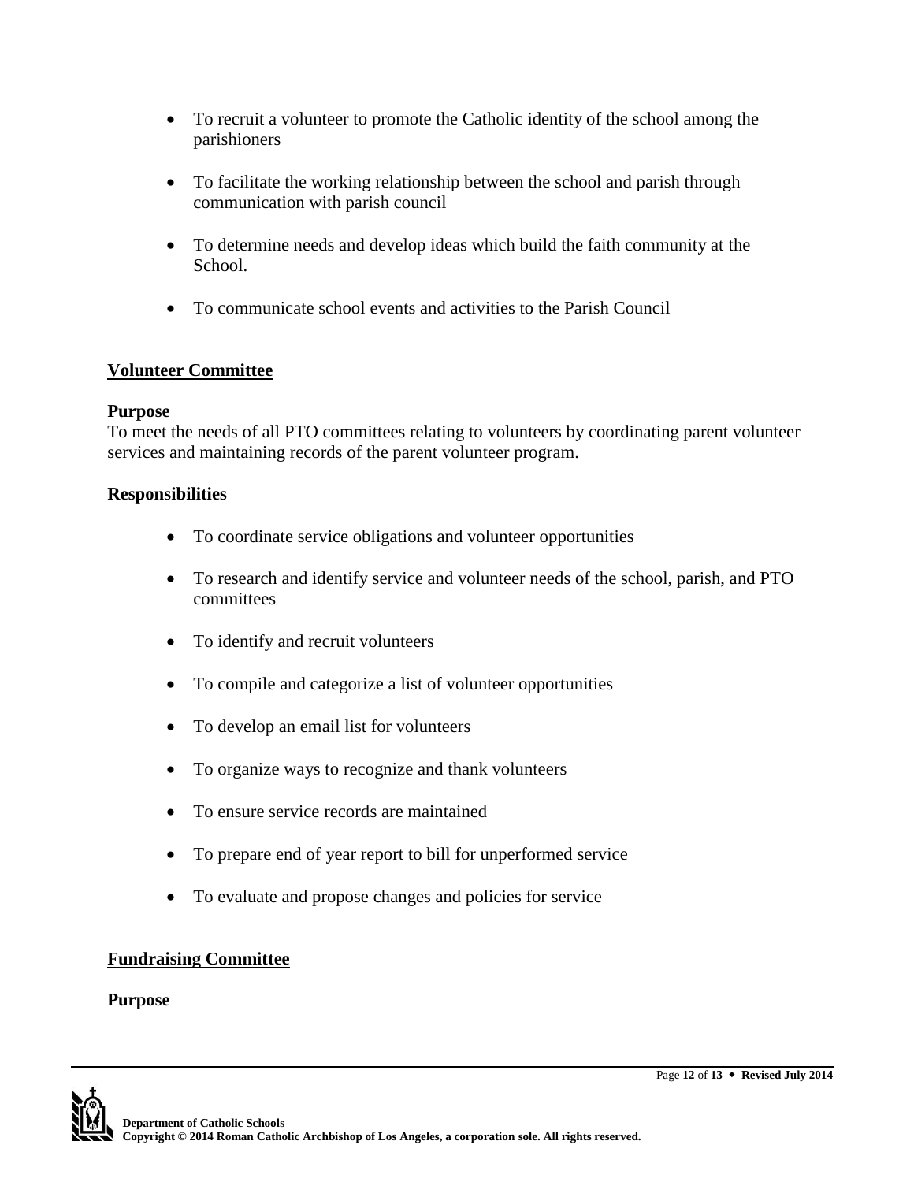- To recruit a volunteer to promote the Catholic identity of the school among the parishioners

- To facilitate the working relationship between the school and parish through communication with parish council

- To determine needs and develop ideas which build the faith community at the School.

- To communicate school events and activities to the Parish Council

## Volunteer Committee

**Purpose**

To meet the needs of all PTO committees relating to volunteers by coordinating parent volunteer services and maintaining records of the parent volunteer program.

**Responsibilities**

- To coordinate service obligations and volunteer opportunities

- To research and identify service and volunteer needs of the school, parish, and PTO committees

- To identify and recruit volunteers

- To compile and categorize a list of volunteer opportunities

- To develop an email list for volunteers

- To organize ways to recognize and thank volunteers

- To ensure service records are maintained

- To prepare end of year report to bill for unperformed service

- To evaluate and propose changes and policies for service

## Fundraising Committee

**Purpose**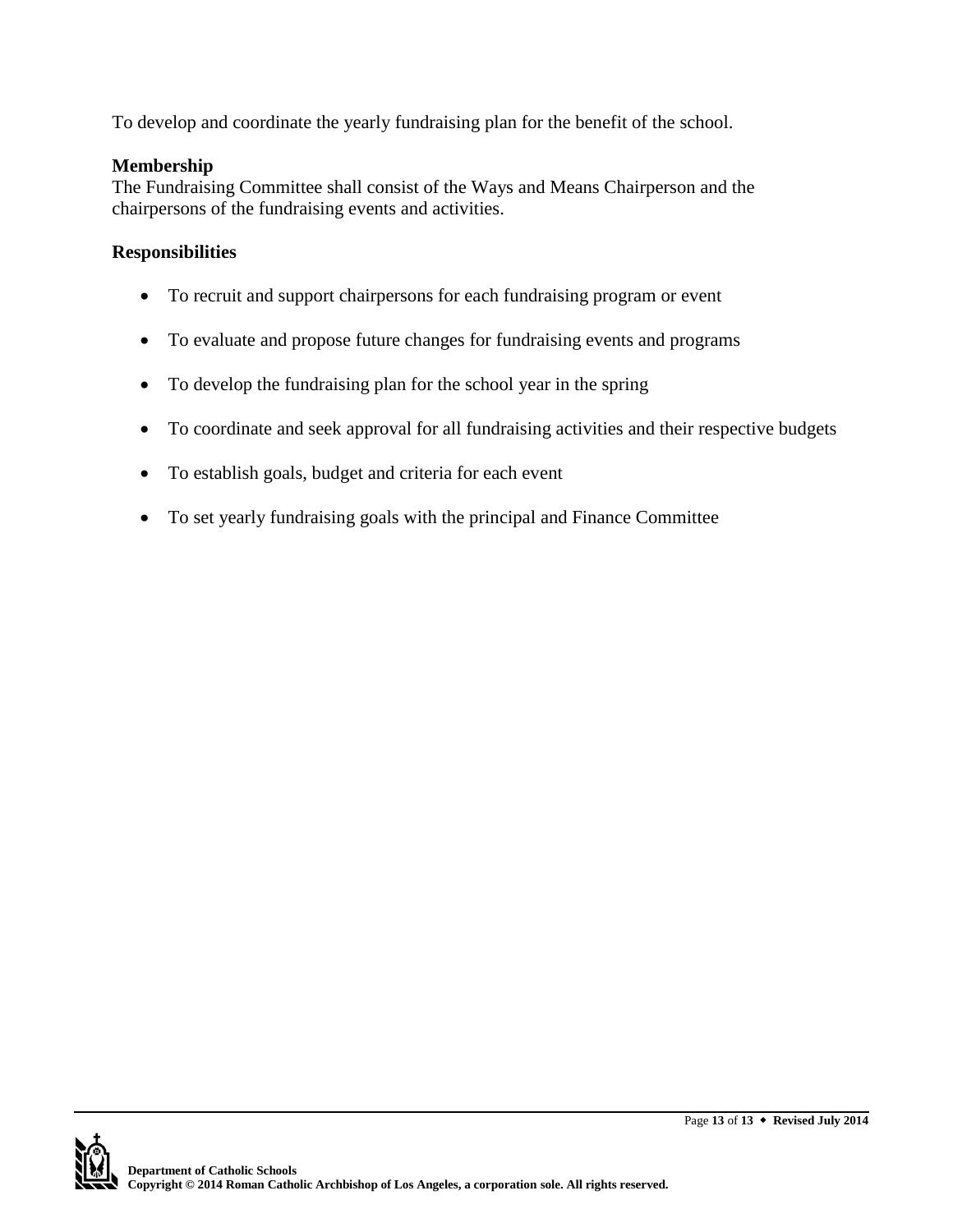To develop and coordinate the yearly fundraising plan for the benefit of the school.

**Membership**
The Fundraising Committee shall consist of the Ways and Means Chairperson and the chairpersons of the fundraising events and activities.

**Responsibilities**

- To recruit and support chairpersons for each fundraising program or event
- To evaluate and propose future changes for fundraising events and programs
- To develop the fundraising plan for the school year in the spring
- To coordinate and seek approval for all fundraising activities and their respective budgets
- To establish goals, budget and criteria for each event
- To set yearly fundraising goals with the principal and Finance Committee